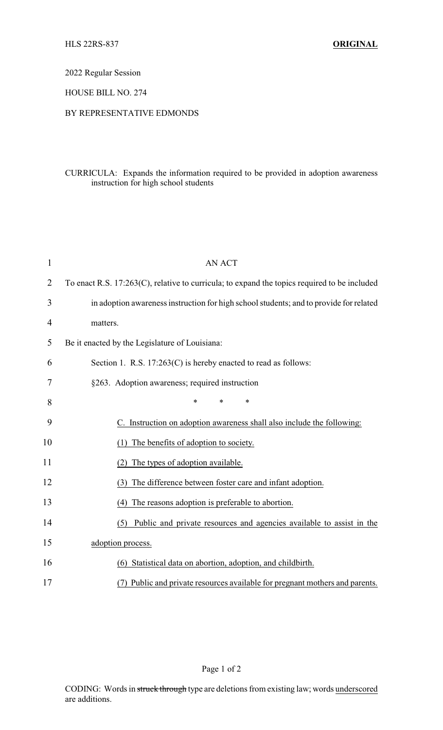HLS 22RS-837 **ORIGINAL**

2022 Regular Session

HOUSE BILL NO. 274

BY REPRESENTATIVE EDMONDS

CURRICULA: Expands the information required to be provided in adoption awareness instruction for high school students

AN ACT

To enact R.S. 17:263(C), relative to curricula; to expand the topics required to be included in adoption awareness instruction for high school students; and to provide for related matters.

Be it enacted by the Legislature of Louisiana:

Section 1. R.S. 17:263(C) is hereby enacted to read as follows:

§263. Adoption awareness; required instruction

\* \* \*

C. Instruction on adoption awareness shall also include the following:

(1) The benefits of adoption to society.

(2) The types of adoption available.

(3) The difference between foster care and infant adoption.

(4) The reasons adoption is preferable to abortion.

(5) Public and private resources and agencies available to assist in the adoption process.

(6) Statistical data on abortion, adoption, and childbirth.

(7) Public and private resources available for pregnant mothers and parents.

CODING: Words in ~~struck through~~ type are deletions from existing law; words underscored are additions.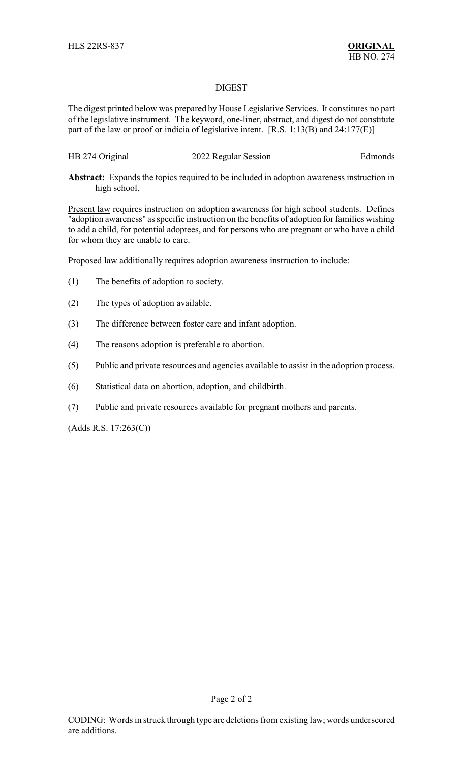HLS 22RS-837 **ORIGINAL**
HB NO. 274

DIGEST

The digest printed below was prepared by House Legislative Services. It constitutes no part of the legislative instrument. The keyword, one-liner, abstract, and digest do not constitute part of the law or proof or indicia of legislative intent. [R.S. 1:13(B) and 24:177(E)]

HB 274 Original 2022 Regular Session Edmonds

**Abstract:** Expands the topics required to be included in adoption awareness instruction in high school.

Present law requires instruction on adoption awareness for high school students. Defines "adoption awareness" as specific instruction on the benefits of adoption for families wishing to add a child, for potential adoptees, and for persons who are pregnant or who have a child for whom they are unable to care.

Proposed law additionally requires adoption awareness instruction to include:

(1) The benefits of adoption to society.

(2) The types of adoption available.

(3) The difference between foster care and infant adoption.

(4) The reasons adoption is preferable to abortion.

(5) Public and private resources and agencies available to assist in the adoption process.

(6) Statistical data on abortion, adoption, and childbirth.

(7) Public and private resources available for pregnant mothers and parents.

(Adds R.S. 17:263(C))

CODING: Words in ~~struck through~~ type are deletions from existing law; words underscored are additions.